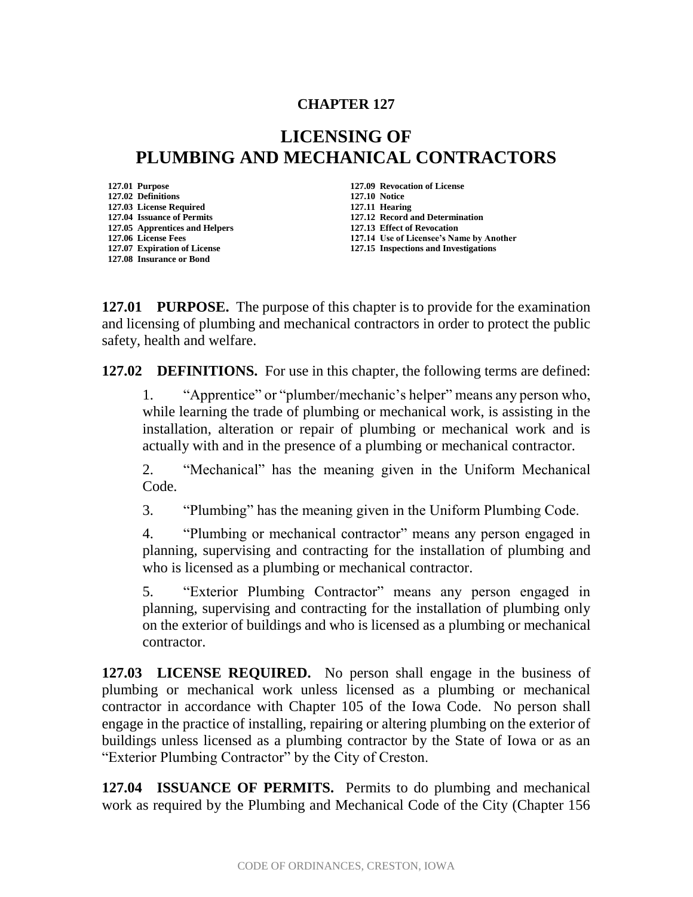# CHAPTER 127

# LICENSING OF PLUMBING AND MECHANICAL CONTRACTORS

| | |
|---|---|
| **127.01 Purpose** | **127.09 Revocation of License** |
| **127.02 Definitions** | **127.10 Notice** |
| **127.03 License Required** | **127.11 Hearing** |
| **127.04 Issuance of Permits** | **127.12 Record and Determination** |
| **127.05 Apprentices and Helpers** | **127.13 Effect of Revocation** |
| **127.06 License Fees** | **127.14 Use of Licensee's Name by Another** |
| **127.07 Expiration of License** | **127.15 Inspections and Investigations** |
| **127.08 Insurance or Bond** | |

**127.01 PURPOSE.** The purpose of this chapter is to provide for the examination and licensing of plumbing and mechanical contractors in order to protect the public safety, health and welfare.

**127.02 DEFINITIONS.** For use in this chapter, the following terms are defined:

1. "Apprentice" or "plumber/mechanic's helper" means any person who, while learning the trade of plumbing or mechanical work, is assisting in the installation, alteration or repair of plumbing or mechanical work and is actually with and in the presence of a plumbing or mechanical contractor.

2. "Mechanical" has the meaning given in the Uniform Mechanical Code.

3. "Plumbing" has the meaning given in the Uniform Plumbing Code.

4. "Plumbing or mechanical contractor" means any person engaged in planning, supervising and contracting for the installation of plumbing and who is licensed as a plumbing or mechanical contractor.

5. "Exterior Plumbing Contractor" means any person engaged in planning, supervising and contracting for the installation of plumbing only on the exterior of buildings and who is licensed as a plumbing or mechanical contractor.

**127.03 LICENSE REQUIRED.** No person shall engage in the business of plumbing or mechanical work unless licensed as a plumbing or mechanical contractor in accordance with Chapter 105 of the Iowa Code. No person shall engage in the practice of installing, repairing or altering plumbing on the exterior of buildings unless licensed as a plumbing contractor by the State of Iowa or as an "Exterior Plumbing Contractor" by the City of Creston.

**127.04 ISSUANCE OF PERMITS.** Permits to do plumbing and mechanical work as required by the Plumbing and Mechanical Code of the City (Chapter 156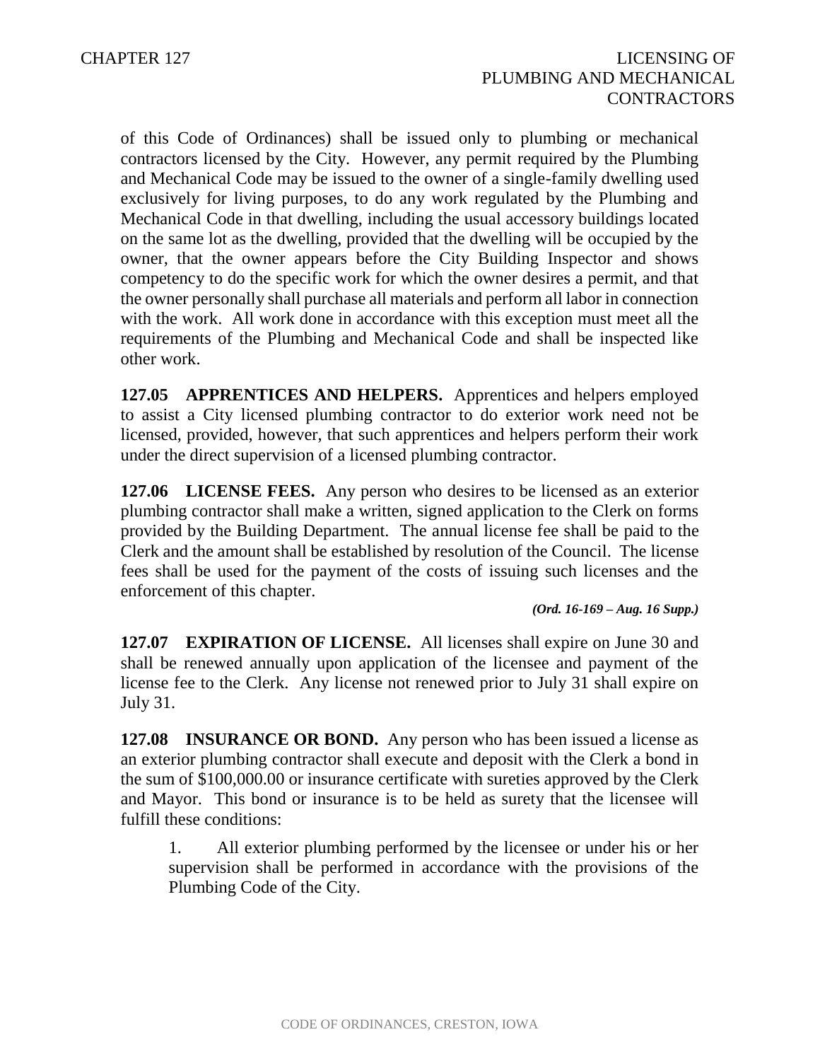of this Code of Ordinances) shall be issued only to plumbing or mechanical contractors licensed by the City. However, any permit required by the Plumbing and Mechanical Code may be issued to the owner of a single-family dwelling used exclusively for living purposes, to do any work regulated by the Plumbing and Mechanical Code in that dwelling, including the usual accessory buildings located on the same lot as the dwelling, provided that the dwelling will be occupied by the owner, that the owner appears before the City Building Inspector and shows competency to do the specific work for which the owner desires a permit, and that the owner personally shall purchase all materials and perform all labor in connection with the work. All work done in accordance with this exception must meet all the requirements of the Plumbing and Mechanical Code and shall be inspected like other work.

**127.05 APPRENTICES AND HELPERS.** Apprentices and helpers employed to assist a City licensed plumbing contractor to do exterior work need not be licensed, provided, however, that such apprentices and helpers perform their work under the direct supervision of a licensed plumbing contractor.

**127.06 LICENSE FEES.** Any person who desires to be licensed as an exterior plumbing contractor shall make a written, signed application to the Clerk on forms provided by the Building Department. The annual license fee shall be paid to the Clerk and the amount shall be established by resolution of the Council. The license fees shall be used for the payment of the costs of issuing such licenses and the enforcement of this chapter.

***(Ord. 16-169 – Aug. 16 Supp.)***

**127.07 EXPIRATION OF LICENSE.** All licenses shall expire on June 30 and shall be renewed annually upon application of the licensee and payment of the license fee to the Clerk. Any license not renewed prior to July 31 shall expire on July 31.

**127.08 INSURANCE OR BOND.** Any person who has been issued a license as an exterior plumbing contractor shall execute and deposit with the Clerk a bond in the sum of $100,000.00 or insurance certificate with sureties approved by the Clerk and Mayor. This bond or insurance is to be held as surety that the licensee will fulfill these conditions:

1. All exterior plumbing performed by the licensee or under his or her supervision shall be performed in accordance with the provisions of the Plumbing Code of the City.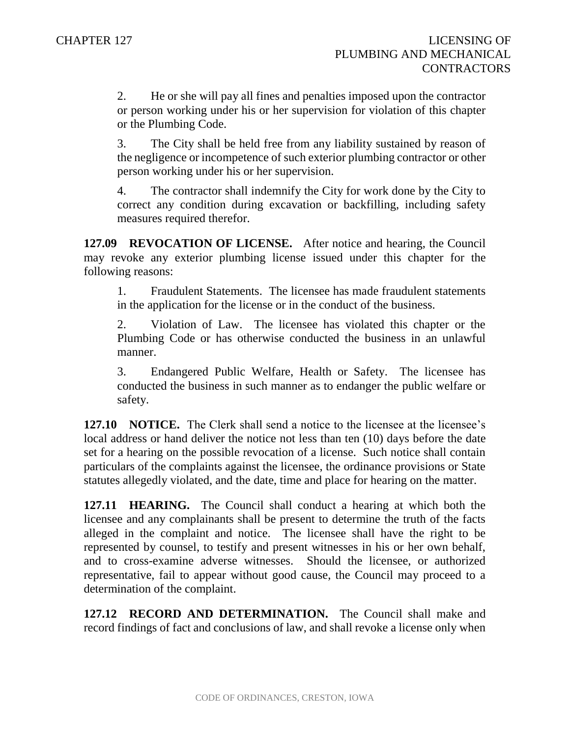2. He or she will pay all fines and penalties imposed upon the contractor or person working under his or her supervision for violation of this chapter or the Plumbing Code.

3. The City shall be held free from any liability sustained by reason of the negligence or incompetence of such exterior plumbing contractor or other person working under his or her supervision.

4. The contractor shall indemnify the City for work done by the City to correct any condition during excavation or backfilling, including safety measures required therefor.

**127.09 REVOCATION OF LICENSE.** After notice and hearing, the Council may revoke any exterior plumbing license issued under this chapter for the following reasons:

1. Fraudulent Statements. The licensee has made fraudulent statements in the application for the license or in the conduct of the business.

2. Violation of Law. The licensee has violated this chapter or the Plumbing Code or has otherwise conducted the business in an unlawful manner.

3. Endangered Public Welfare, Health or Safety. The licensee has conducted the business in such manner as to endanger the public welfare or safety.

**127.10 NOTICE.** The Clerk shall send a notice to the licensee at the licensee's local address or hand deliver the notice not less than ten (10) days before the date set for a hearing on the possible revocation of a license. Such notice shall contain particulars of the complaints against the licensee, the ordinance provisions or State statutes allegedly violated, and the date, time and place for hearing on the matter.

**127.11 HEARING.** The Council shall conduct a hearing at which both the licensee and any complainants shall be present to determine the truth of the facts alleged in the complaint and notice. The licensee shall have the right to be represented by counsel, to testify and present witnesses in his or her own behalf, and to cross-examine adverse witnesses. Should the licensee, or authorized representative, fail to appear without good cause, the Council may proceed to a determination of the complaint.

**127.12 RECORD AND DETERMINATION.** The Council shall make and record findings of fact and conclusions of law, and shall revoke a license only when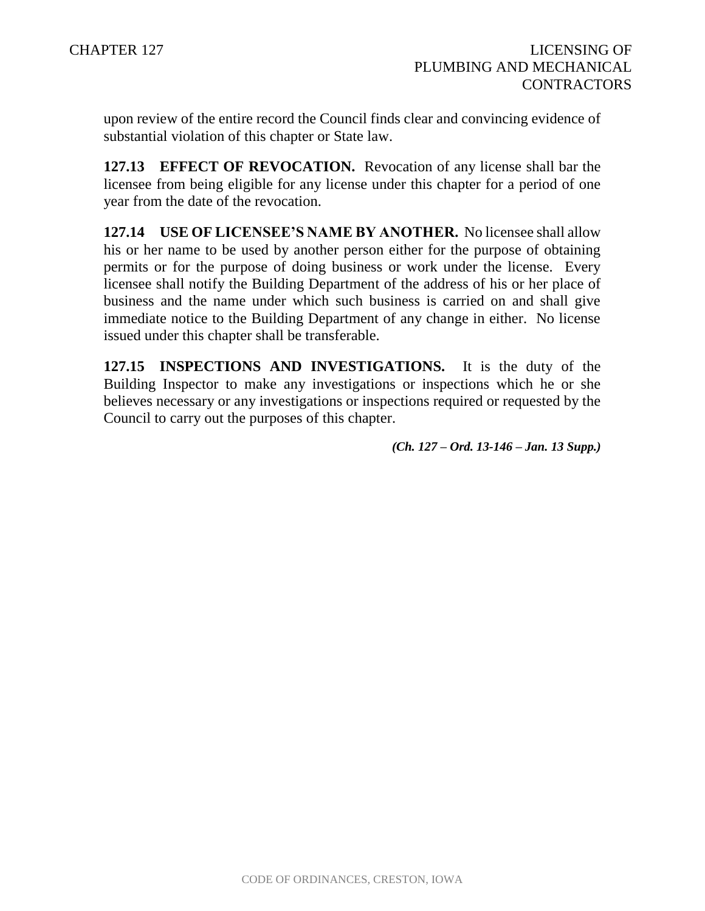upon review of the entire record the Council finds clear and convincing evidence of substantial violation of this chapter or State law.

**127.13 EFFECT OF REVOCATION.** Revocation of any license shall bar the licensee from being eligible for any license under this chapter for a period of one year from the date of the revocation.

**127.14 USE OF LICENSEE'S NAME BY ANOTHER.** No licensee shall allow his or her name to be used by another person either for the purpose of obtaining permits or for the purpose of doing business or work under the license. Every licensee shall notify the Building Department of the address of his or her place of business and the name under which such business is carried on and shall give immediate notice to the Building Department of any change in either. No license issued under this chapter shall be transferable.

**127.15 INSPECTIONS AND INVESTIGATIONS.** It is the duty of the Building Inspector to make any investigations or inspections which he or she believes necessary or any investigations or inspections required or requested by the Council to carry out the purposes of this chapter.

***(Ch. 127 – Ord. 13-146 – Jan. 13 Supp.)***